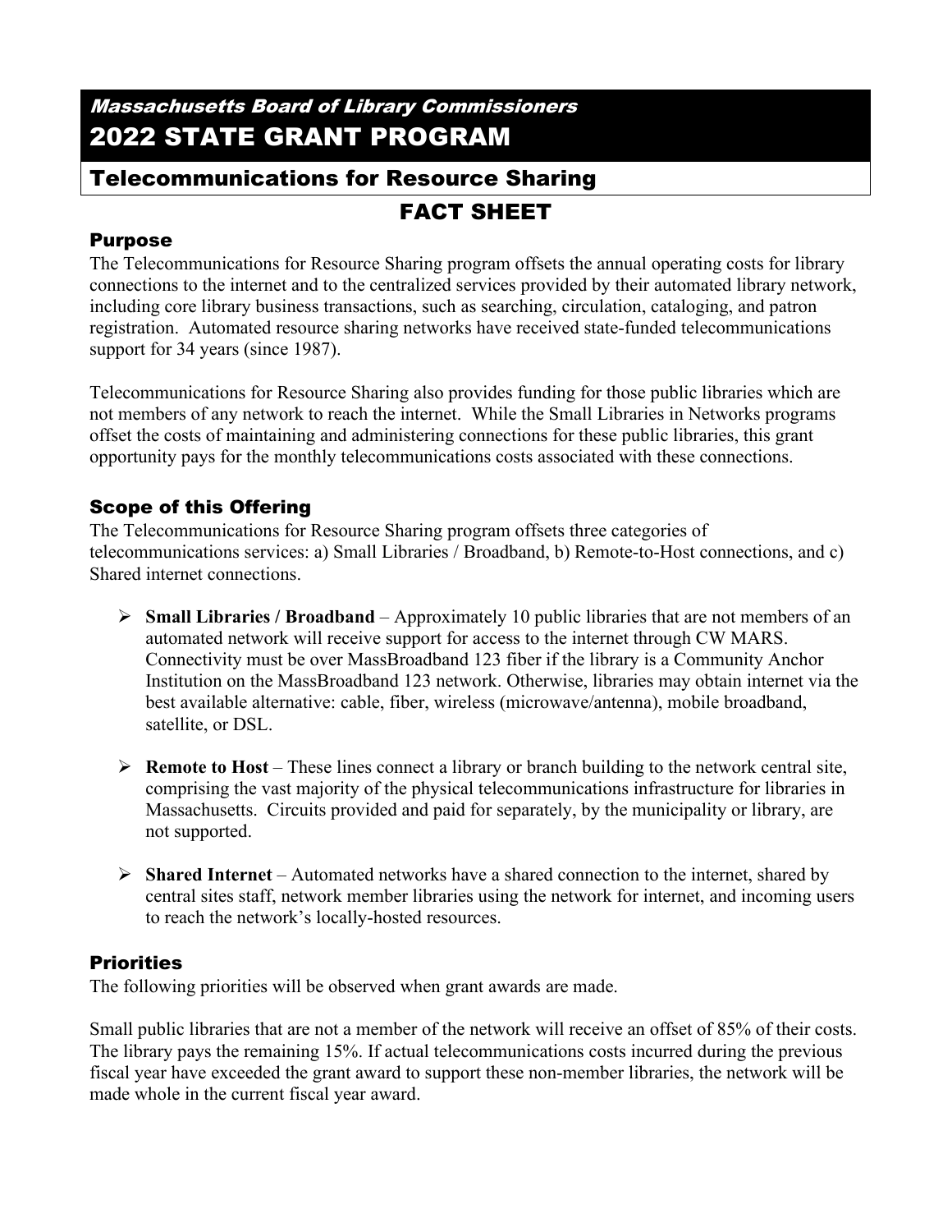# *Massachusetts Board of Library Commissioners*

# 2022 STATE GRANT PROGRAM

## Telecommunications for Resource Sharing

## FACT SHEET

### Purpose

The Telecommunications for Resource Sharing program offsets the annual operating costs for library connections to the internet and to the centralized services provided by their automated library network, including core library business transactions, such as searching, circulation, cataloging, and patron registration. Automated resource sharing networks have received state-funded telecommunications support for 34 years (since 1987).

Telecommunications for Resource Sharing also provides funding for those public libraries which are not members of any network to reach the internet. While the Small Libraries in Networks programs offset the costs of maintaining and administering connections for these public libraries, this grant opportunity pays for the monthly telecommunications costs associated with these connections.

### Scope of this Offering

The Telecommunications for Resource Sharing program offsets three categories of telecommunications services: a) Small Libraries / Broadband, b) Remote-to-Host connections, and c) Shared internet connections.

- **Small Libraries / Broadband** – Approximately 10 public libraries that are not members of an automated network will receive support for access to the internet through CW MARS. Connectivity must be over MassBroadband 123 fiber if the library is a Community Anchor Institution on the MassBroadband 123 network. Otherwise, libraries may obtain internet via the best available alternative: cable, fiber, wireless (microwave/antenna), mobile broadband, satellite, or DSL.
- **Remote to Host** – These lines connect a library or branch building to the network central site, comprising the vast majority of the physical telecommunications infrastructure for libraries in Massachusetts. Circuits provided and paid for separately, by the municipality or library, are not supported.
- **Shared Internet** – Automated networks have a shared connection to the internet, shared by central sites staff, network member libraries using the network for internet, and incoming users to reach the network's locally-hosted resources.

### Priorities

The following priorities will be observed when grant awards are made.

Small public libraries that are not a member of the network will receive an offset of 85% of their costs. The library pays the remaining 15%. If actual telecommunications costs incurred during the previous fiscal year have exceeded the grant award to support these non-member libraries, the network will be made whole in the current fiscal year award.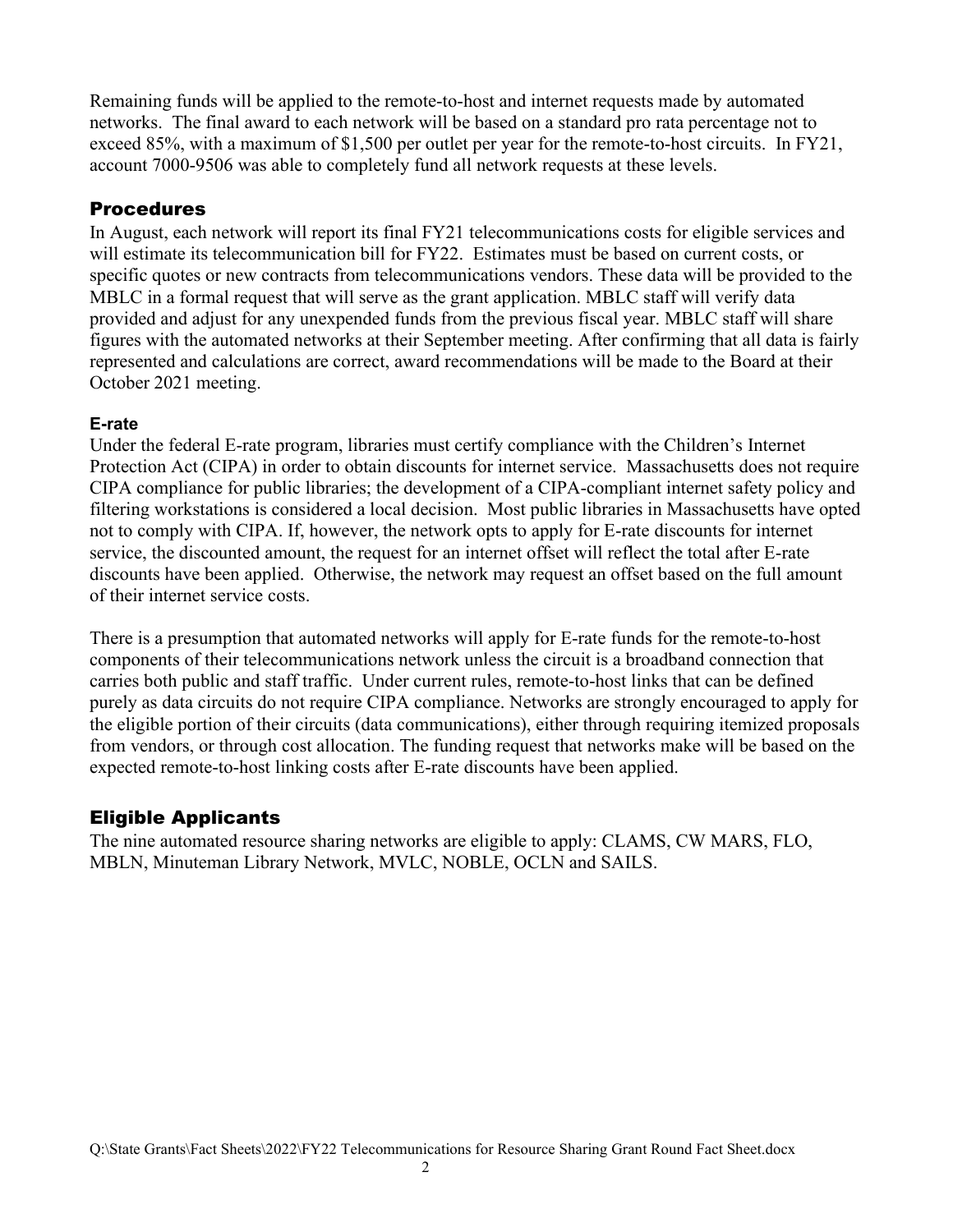Remaining funds will be applied to the remote-to-host and internet requests made by automated networks. The final award to each network will be based on a standard pro rata percentage not to exceed 85%, with a maximum of $1,500 per outlet per year for the remote-to-host circuits. In FY21, account 7000-9506 was able to completely fund all network requests at these levels.

## Procedures

In August, each network will report its final FY21 telecommunications costs for eligible services and will estimate its telecommunication bill for FY22. Estimates must be based on current costs, or specific quotes or new contracts from telecommunications vendors. These data will be provided to the MBLC in a formal request that will serve as the grant application. MBLC staff will verify data provided and adjust for any unexpended funds from the previous fiscal year. MBLC staff will share figures with the automated networks at their September meeting. After confirming that all data is fairly represented and calculations are correct, award recommendations will be made to the Board at their October 2021 meeting.

### E-rate

Under the federal E-rate program, libraries must certify compliance with the Children's Internet Protection Act (CIPA) in order to obtain discounts for internet service. Massachusetts does not require CIPA compliance for public libraries; the development of a CIPA-compliant internet safety policy and filtering workstations is considered a local decision. Most public libraries in Massachusetts have opted not to comply with CIPA. If, however, the network opts to apply for E-rate discounts for internet service, the discounted amount, the request for an internet offset will reflect the total after E-rate discounts have been applied. Otherwise, the network may request an offset based on the full amount of their internet service costs.

There is a presumption that automated networks will apply for E-rate funds for the remote-to-host components of their telecommunications network unless the circuit is a broadband connection that carries both public and staff traffic. Under current rules, remote-to-host links that can be defined purely as data circuits do not require CIPA compliance. Networks are strongly encouraged to apply for the eligible portion of their circuits (data communications), either through requiring itemized proposals from vendors, or through cost allocation. The funding request that networks make will be based on the expected remote-to-host linking costs after E-rate discounts have been applied.

## Eligible Applicants

The nine automated resource sharing networks are eligible to apply: CLAMS, CW MARS, FLO, MBLN, Minuteman Library Network, MVLC, NOBLE, OCLN and SAILS.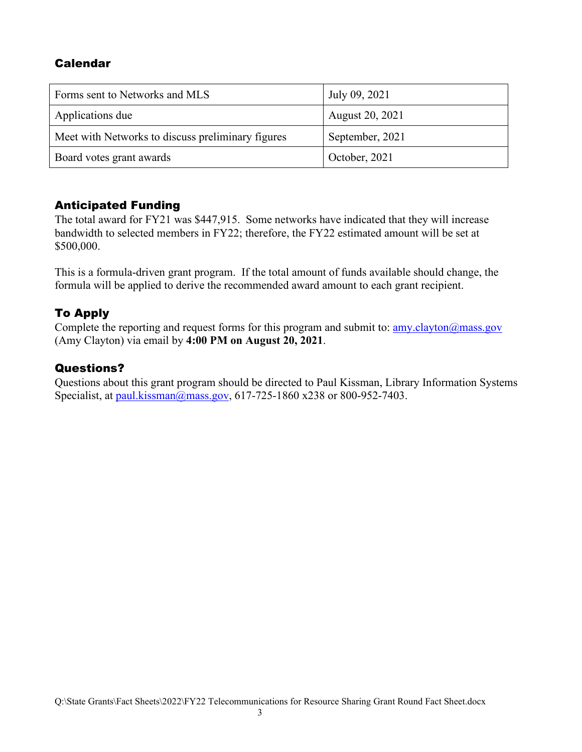## Calendar

| | |
|---|---|
| Forms sent to Networks and MLS | July 09, 2021 |
| Applications due | August 20, 2021 |
| Meet with Networks to discuss preliminary figures | September, 2021 |
| Board votes grant awards | October, 2021 |

## Anticipated Funding

The total award for FY21 was $447,915. Some networks have indicated that they will increase bandwidth to selected members in FY22; therefore, the FY22 estimated amount will be set at $500,000.

This is a formula-driven grant program. If the total amount of funds available should change, the formula will be applied to derive the recommended award amount to each grant recipient.

## To Apply

Complete the reporting and request forms for this program and submit to: amy.clayton@mass.gov (Amy Clayton) via email by **4:00 PM on August 20, 2021**.

## Questions?

Questions about this grant program should be directed to Paul Kissman, Library Information Systems Specialist, at paul.kissman@mass.gov, 617-725-1860 x238 or 800-952-7403.